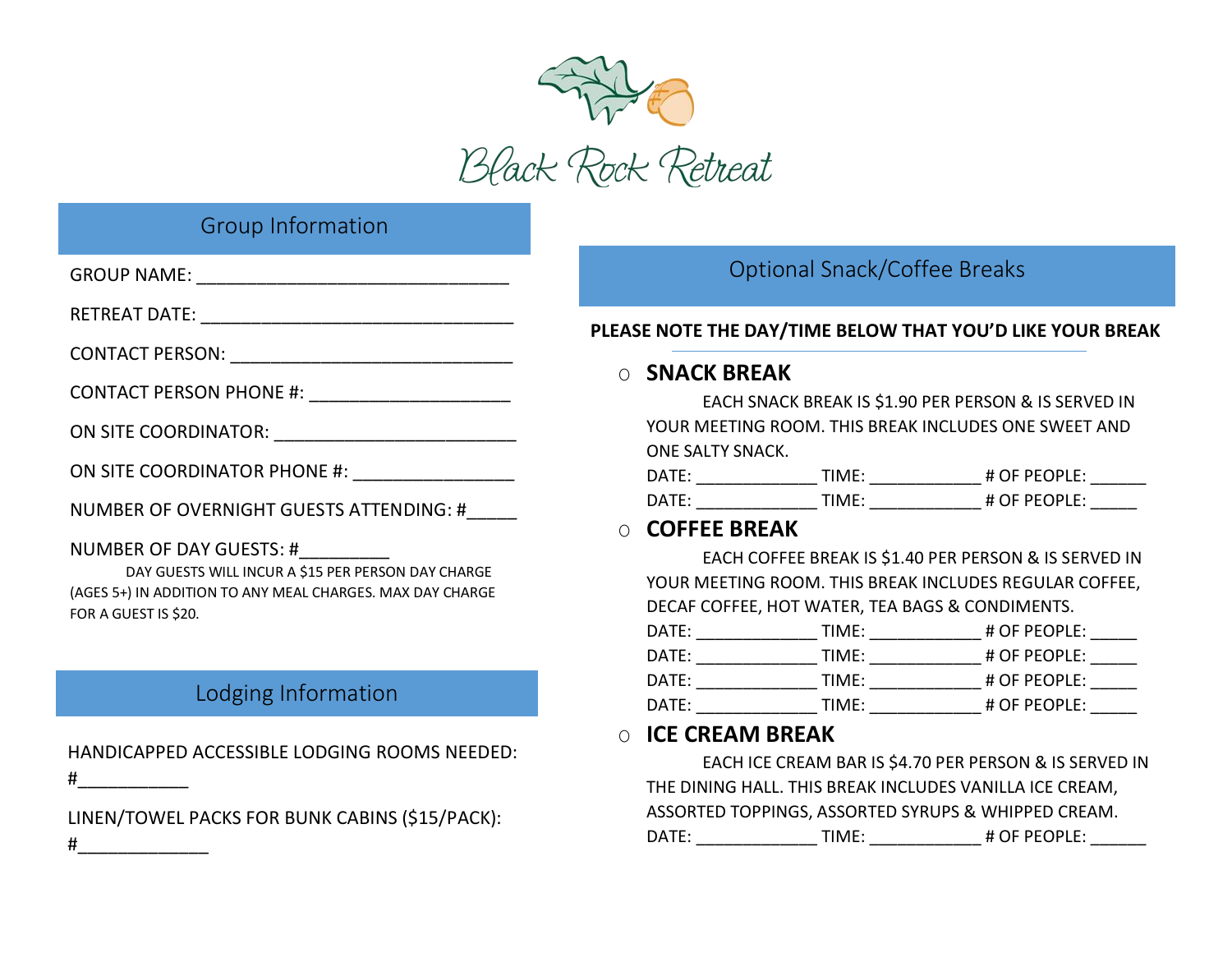# Black Rock Retreat

## Group Information

GROUP NAME: ______________________________

RETREAT DATE: ______________________________

CONTACT PERSON: ___________________________

CONTACT PERSON PHONE #: ___________________

ON SITE COORDINATOR: ______________________

ON SITE COORDINATOR PHONE #: _______________

NUMBER OF OVERNIGHT GUESTS ATTENDING: #_____

NUMBER OF DAY GUESTS: #_________

DAY GUESTS WILL INCUR A $15 PER PERSON DAY CHARGE (AGES 5+) IN ADDITION TO ANY MEAL CHARGES. MAX DAY CHARGE FOR A GUEST IS $20.

## Lodging Information

HANDICAPPED ACCESSIBLE LODGING ROOMS NEEDED: #___________

LINEN/TOWEL PACKS FOR BUNK CABINS ($15/PACK): #_____________

## Optional Snack/Coffee Breaks

**PLEASE NOTE THE DAY/TIME BELOW THAT YOU'D LIKE YOUR BREAK**

### ○ SNACK BREAK

EACH SNACK BREAK IS $1.90 PER PERSON & IS SERVED IN YOUR MEETING ROOM. THIS BREAK INCLUDES ONE SWEET AND ONE SALTY SNACK.

DATE: ____________ TIME: ___________ # OF PEOPLE: ______

DATE: ____________ TIME: ___________ # OF PEOPLE: _____

### ○ COFFEE BREAK

EACH COFFEE BREAK IS $1.40 PER PERSON & IS SERVED IN YOUR MEETING ROOM. THIS BREAK INCLUDES REGULAR COFFEE, DECAF COFFEE, HOT WATER, TEA BAGS & CONDIMENTS.

DATE: ____________ TIME: ___________ # OF PEOPLE: _____

DATE: ____________ TIME: ___________ # OF PEOPLE: _____

DATE: ____________ TIME: ___________ # OF PEOPLE: _____

DATE: ____________ TIME: ___________ # OF PEOPLE: _____

### ○ ICE CREAM BREAK

EACH ICE CREAM BAR IS $4.70 PER PERSON & IS SERVED IN THE DINING HALL. THIS BREAK INCLUDES VANILLA ICE CREAM, ASSORTED TOPPINGS, ASSORTED SYRUPS & WHIPPED CREAM.

DATE: ____________ TIME: ___________ # OF PEOPLE: ______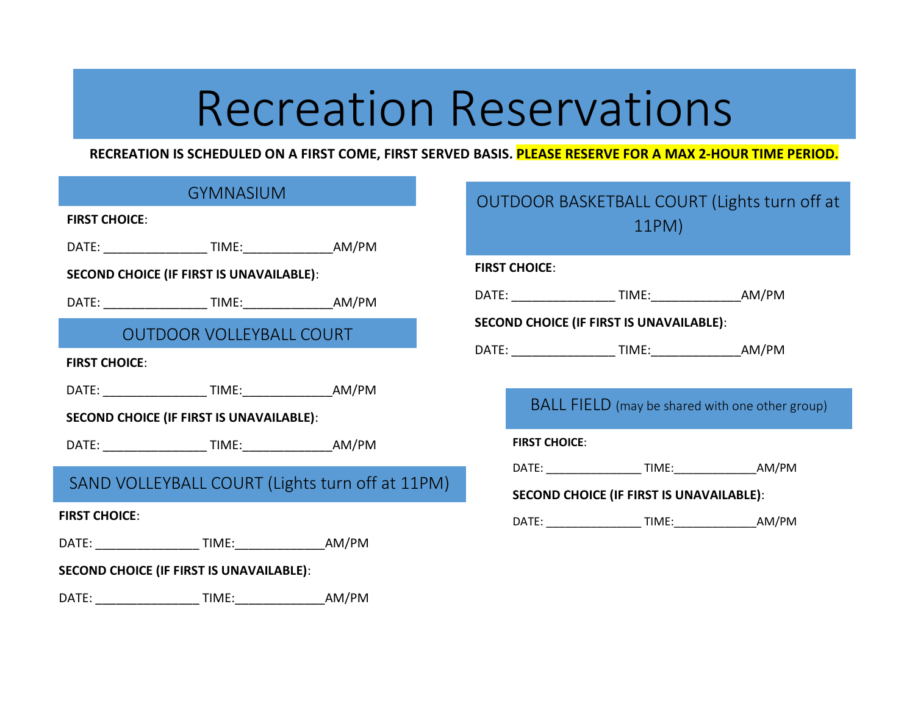# Recreation Reservations

**RECREATION IS SCHEDULED ON A FIRST COME, FIRST SERVED BASIS. PLEASE RESERVE FOR A MAX 2-HOUR TIME PERIOD.**

## GYMNASIUM

**FIRST CHOICE**:

DATE: _______________ TIME:_____________AM/PM

**SECOND CHOICE (IF FIRST IS UNAVAILABLE)**:

DATE: _______________ TIME:_____________AM/PM

## OUTDOOR VOLLEYBALL COURT

**FIRST CHOICE**:

DATE: _______________ TIME:_____________AM/PM

**SECOND CHOICE (IF FIRST IS UNAVAILABLE)**:

DATE: _______________ TIME:_____________AM/PM

## SAND VOLLEYBALL COURT (Lights turn off at 11PM)

**FIRST CHOICE**:

DATE: _______________ TIME:_____________AM/PM

**SECOND CHOICE (IF FIRST IS UNAVAILABLE)**:

DATE: _______________ TIME:_____________AM/PM

## OUTDOOR BASKETBALL COURT (Lights turn off at 11PM)

**FIRST CHOICE**:

DATE: _______________ TIME:_____________AM/PM

**SECOND CHOICE (IF FIRST IS UNAVAILABLE)**:

DATE: _______________ TIME:_____________AM/PM

## BALL FIELD (may be shared with one other group)

**FIRST CHOICE**:

DATE: _______________ TIME:_____________AM/PM

**SECOND CHOICE (IF FIRST IS UNAVAILABLE)**:

DATE: _______________ TIME:_____________AM/PM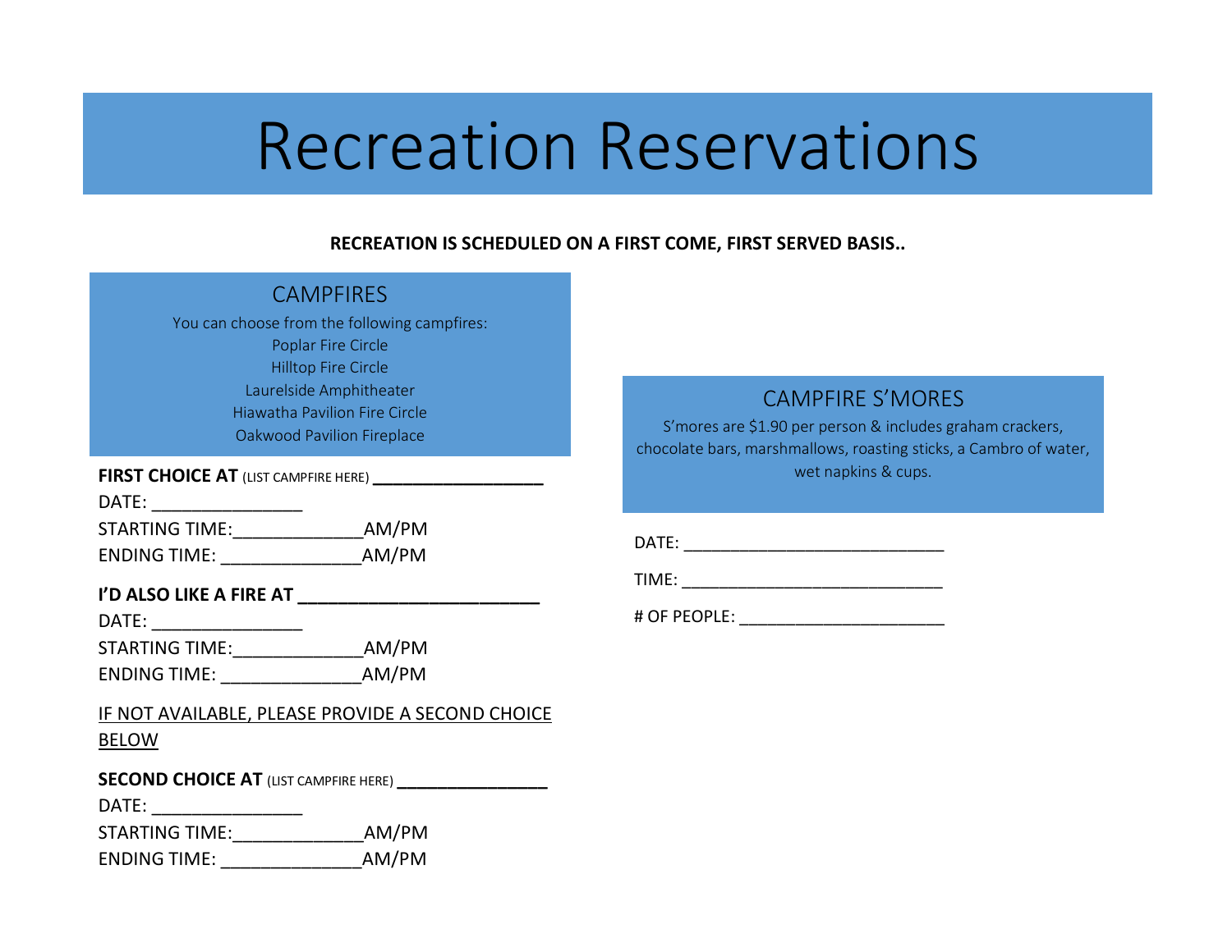# Recreation Reservations

**RECREATION IS SCHEDULED ON A FIRST COME, FIRST SERVED BASIS..**

## CAMPFIRES

You can choose from the following campfires:
Poplar Fire Circle
Hilltop Fire Circle
Laurelside Amphitheater
Hiawatha Pavilion Fire Circle
Oakwood Pavilion Fireplace

**FIRST CHOICE AT** (LIST CAMPFIRE HERE) ___________________

DATE: _______________

STARTING TIME:_____________AM/PM

ENDING TIME: ______________AM/PM

**I'D ALSO LIKE A FIRE AT** _________________________

DATE: _______________

STARTING TIME:_____________AM/PM

ENDING TIME: ______________AM/PM

<u>IF NOT AVAILABLE, PLEASE PROVIDE A SECOND CHOICE BELOW</u>

**SECOND CHOICE AT** (LIST CAMPFIRE HERE) _________________

DATE: _______________

STARTING TIME:_____________AM/PM

ENDING TIME: ______________AM/PM

## CAMPFIRE S'MORES

S'mores are $1.90 per person & includes graham crackers, chocolate bars, marshmallows, roasting sticks, a Cambro of water, wet napkins & cups.

DATE: ___________________________

TIME: ___________________________

# OF PEOPLE: _____________________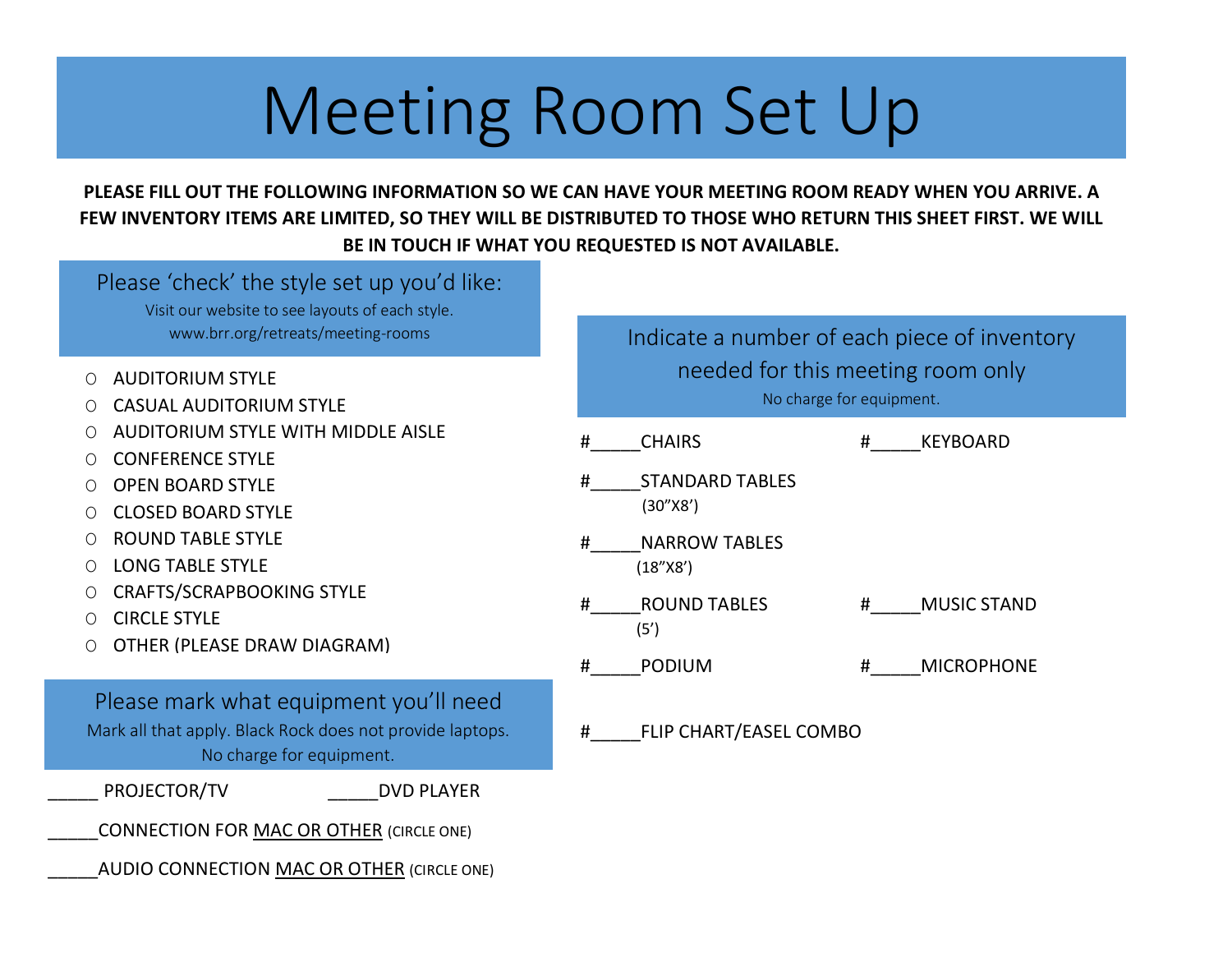# Meeting Room Set Up

**PLEASE FILL OUT THE FOLLOWING INFORMATION SO WE CAN HAVE YOUR MEETING ROOM READY WHEN YOU ARRIVE. A FEW INVENTORY ITEMS ARE LIMITED, SO THEY WILL BE DISTRIBUTED TO THOSE WHO RETURN THIS SHEET FIRST. WE WILL BE IN TOUCH IF WHAT YOU REQUESTED IS NOT AVAILABLE.**

## Please 'check' the style set up you'd like:

Visit our website to see layouts of each style.
www.brr.org/retreats/meeting-rooms

- ○ AUDITORIUM STYLE
- ○ CASUAL AUDITORIUM STYLE
- ○ AUDITORIUM STYLE WITH MIDDLE AISLE
- ○ CONFERENCE STYLE
- ○ OPEN BOARD STYLE
- ○ CLOSED BOARD STYLE
- ○ ROUND TABLE STYLE
- ○ LONG TABLE STYLE
- ○ CRAFTS/SCRAPBOOKING STYLE
- ○ CIRCLE STYLE
- ○ OTHER (PLEASE DRAW DIAGRAM)

## Please mark what equipment you'll need

Mark all that apply. Black Rock does not provide laptops.
No charge for equipment.

_____ PROJECTOR/TV _____DVD PLAYER

_____CONNECTION FOR MAC OR OTHER (CIRCLE ONE)

_____AUDIO CONNECTION MAC OR OTHER (CIRCLE ONE)

## Indicate a number of each piece of inventory needed for this meeting room only

No charge for equipment.

#_____CHAIRS

#_____KEYBOARD

#_____STANDARD TABLES
(30"X8')

#_____NARROW TABLES
(18"X8')

#_____ROUND TABLES
(5')

#_____MUSIC STAND

#_____PODIUM

#_____MICROPHONE

#_____FLIP CHART/EASEL COMBO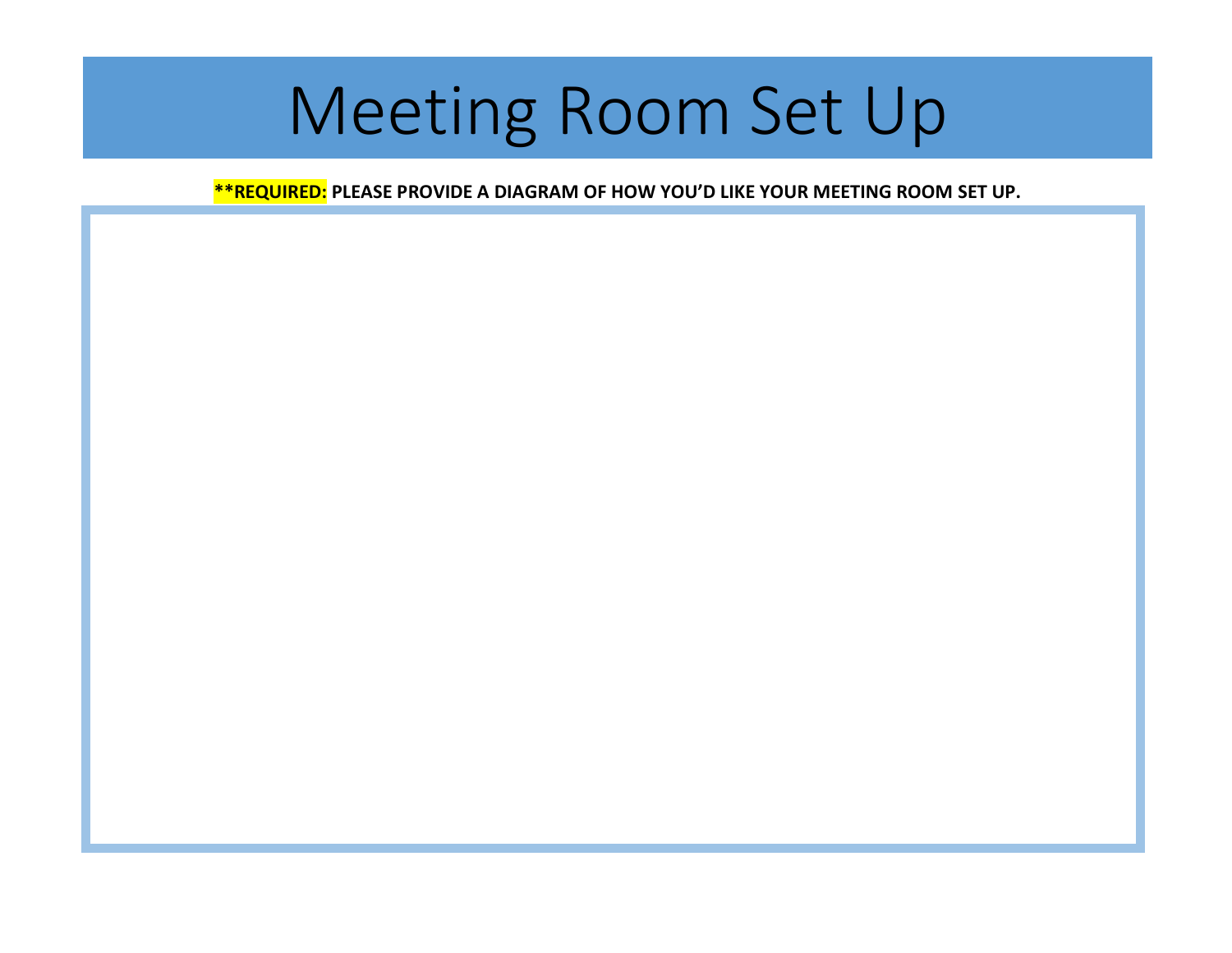# Meeting Room Set Up

**\*\*REQUIRED: PLEASE PROVIDE A DIAGRAM OF HOW YOU'D LIKE YOUR MEETING ROOM SET UP.**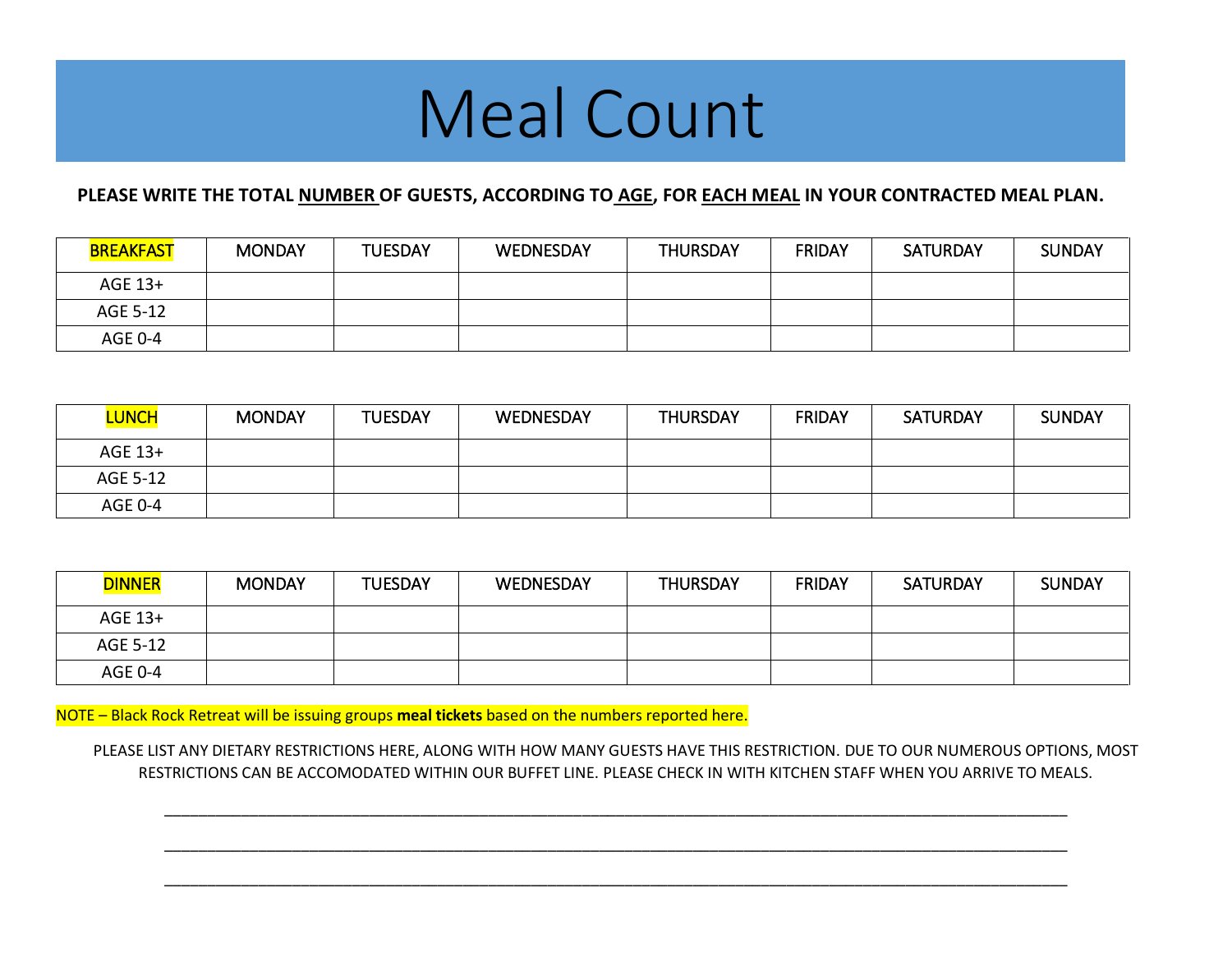# Meal Count

**PLEASE WRITE THE TOTAL NUMBER OF GUESTS, ACCORDING TO AGE, FOR EACH MEAL IN YOUR CONTRACTED MEAL PLAN.**

| BREAKFAST | MONDAY | TUESDAY | WEDNESDAY | THURSDAY | FRIDAY | SATURDAY | SUNDAY |
|---|---|---|---|---|---|---|---|
| AGE 13+ | | | | | | | |
| AGE 5-12 | | | | | | | |
| AGE 0-4 | | | | | | | |

| LUNCH | MONDAY | TUESDAY | WEDNESDAY | THURSDAY | FRIDAY | SATURDAY | SUNDAY |
|---|---|---|---|---|---|---|---|
| AGE 13+ | | | | | | | |
| AGE 5-12 | | | | | | | |
| AGE 0-4 | | | | | | | |

| DINNER | MONDAY | TUESDAY | WEDNESDAY | THURSDAY | FRIDAY | SATURDAY | SUNDAY |
|---|---|---|---|---|---|---|---|
| AGE 13+ | | | | | | | |
| AGE 5-12 | | | | | | | |
| AGE 0-4 | | | | | | | |

NOTE – Black Rock Retreat will be issuing groups **meal tickets** based on the numbers reported here.

PLEASE LIST ANY DIETARY RESTRICTIONS HERE, ALONG WITH HOW MANY GUESTS HAVE THIS RESTRICTION. DUE TO OUR NUMEROUS OPTIONS, MOST RESTRICTIONS CAN BE ACCOMODATED WITHIN OUR BUFFET LINE. PLEASE CHECK IN WITH KITCHEN STAFF WHEN YOU ARRIVE TO MEALS.

______________________________________________________________________________

______________________________________________________________________________

______________________________________________________________________________